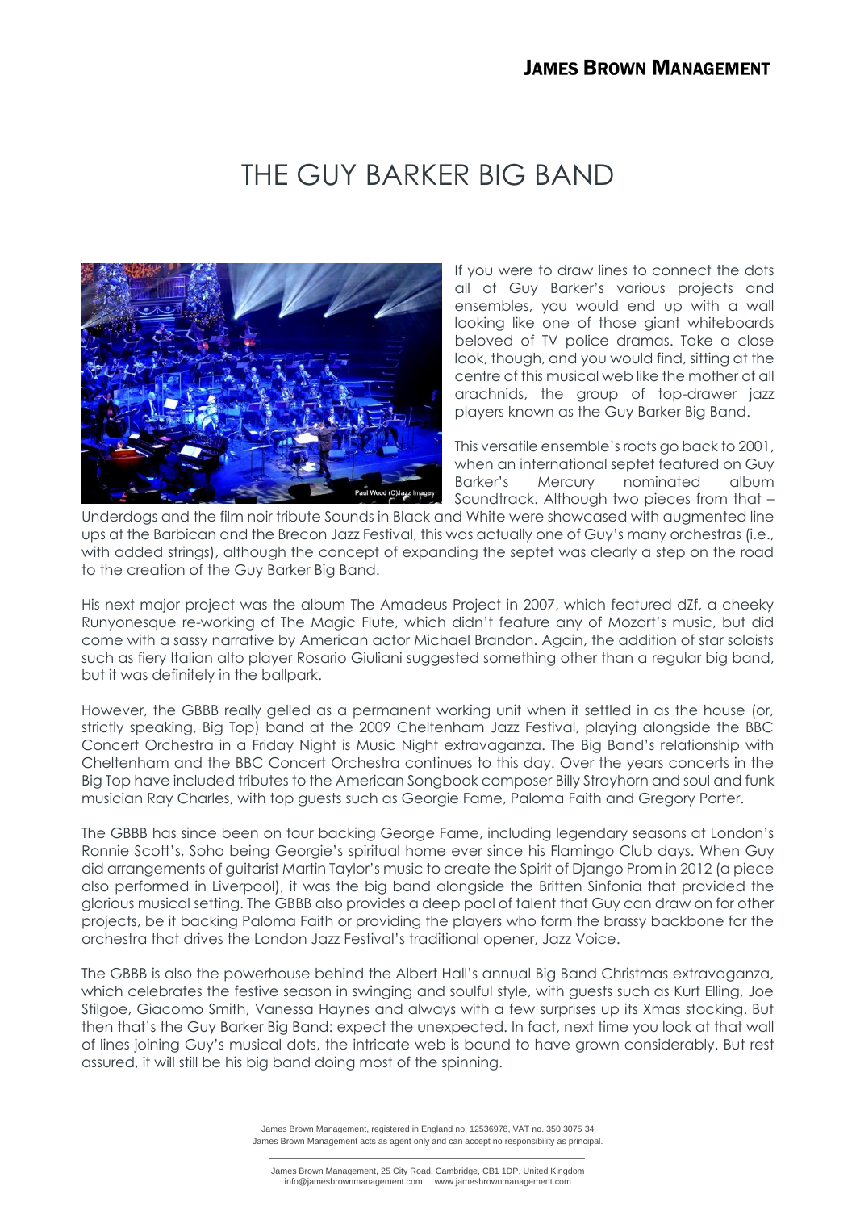# THE GUY BARKER BIG BAND

If you were to draw lines to connect the dots all of Guy Barker's various projects and ensembles, you would end up with a wall looking like one of those giant whiteboards beloved of TV police dramas. Take a close look, though, and you would find, sitting at the centre of this musical web like the mother of all arachnids, the group of top-drawer jazz players known as the Guy Barker Big Band.

This versatile ensemble's roots go back to 2001, when an international septet featured on Guy Barker's Mercury nominated album Soundtrack. Although two pieces from that – Underdogs and the film noir tribute Sounds in Black and White were showcased with augmented line ups at the Barbican and the Brecon Jazz Festival, this was actually one of Guy's many orchestras (i.e., with added strings), although the concept of expanding the septet was clearly a step on the road to the creation of the Guy Barker Big Band.

His next major project was the album The Amadeus Project in 2007, which featured dZf, a cheeky Runyonesque re-working of The Magic Flute, which didn't feature any of Mozart's music, but did come with a sassy narrative by American actor Michael Brandon. Again, the addition of star soloists such as fiery Italian alto player Rosario Giuliani suggested something other than a regular big band, but it was definitely in the ballpark.

However, the GBBB really gelled as a permanent working unit when it settled in as the house (or, strictly speaking, Big Top) band at the 2009 Cheltenham Jazz Festival, playing alongside the BBC Concert Orchestra in a Friday Night is Music Night extravaganza. The Big Band's relationship with Cheltenham and the BBC Concert Orchestra continues to this day. Over the years concerts in the Big Top have included tributes to the American Songbook composer Billy Strayhorn and soul and funk musician Ray Charles, with top guests such as Georgie Fame, Paloma Faith and Gregory Porter.

The GBBB has since been on tour backing George Fame, including legendary seasons at London's Ronnie Scott's, Soho being Georgie's spiritual home ever since his Flamingo Club days. When Guy did arrangements of guitarist Martin Taylor's music to create the Spirit of Django Prom in 2012 (a piece also performed in Liverpool), it was the big band alongside the Britten Sinfonia that provided the glorious musical setting. The GBBB also provides a deep pool of talent that Guy can draw on for other projects, be it backing Paloma Faith or providing the players who form the brassy backbone for the orchestra that drives the London Jazz Festival's traditional opener, Jazz Voice.

The GBBB is also the powerhouse behind the Albert Hall's annual Big Band Christmas extravaganza, which celebrates the festive season in swinging and soulful style, with guests such as Kurt Elling, Joe Stilgoe, Giacomo Smith, Vanessa Haynes and always with a few surprises up its Xmas stocking. But then that's the Guy Barker Big Band: expect the unexpected. In fact, next time you look at that wall of lines joining Guy's musical dots, the intricate web is bound to have grown considerably. But rest assured, it will still be his big band doing most of the spinning.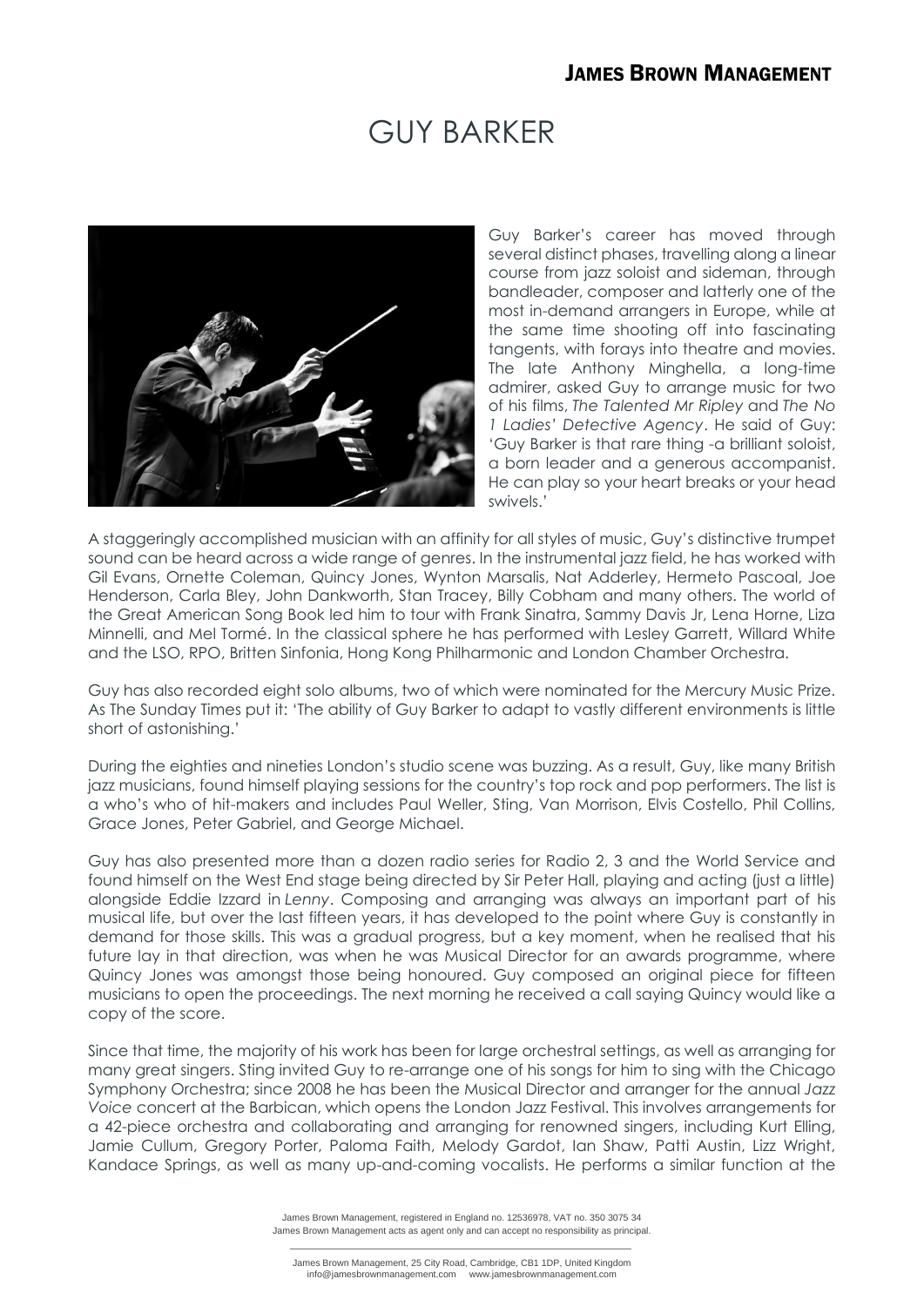# GUY BARKER

Guy Barker's career has moved through several distinct phases, travelling along a linear course from jazz soloist and sideman, through bandleader, composer and latterly one of the most in-demand arrangers in Europe, while at the same time shooting off into fascinating tangents, with forays into theatre and movies. The late Anthony Minghella, a long-time admirer, asked Guy to arrange music for two of his films, *The Talented Mr Ripley* and *The No 1 Ladies' Detective Agency*. He said of Guy: 'Guy Barker is that rare thing -a brilliant soloist, a born leader and a generous accompanist. He can play so your heart breaks or your head swivels.'

A staggeringly accomplished musician with an affinity for all styles of music, Guy's distinctive trumpet sound can be heard across a wide range of genres. In the instrumental jazz field, he has worked with Gil Evans, Ornette Coleman, Quincy Jones, Wynton Marsalis, Nat Adderley, Hermeto Pascoal, Joe Henderson, Carla Bley, John Dankworth, Stan Tracey, Billy Cobham and many others. The world of the Great American Song Book led him to tour with Frank Sinatra, Sammy Davis Jr, Lena Horne, Liza Minnelli, and Mel Tormé. In the classical sphere he has performed with Lesley Garrett, Willard White and the LSO, RPO, Britten Sinfonia, Hong Kong Philharmonic and London Chamber Orchestra.

Guy has also recorded eight solo albums, two of which were nominated for the Mercury Music Prize. As The Sunday Times put it: 'The ability of Guy Barker to adapt to vastly different environments is little short of astonishing.'

During the eighties and nineties London's studio scene was buzzing. As a result, Guy, like many British jazz musicians, found himself playing sessions for the country's top rock and pop performers. The list is a who's who of hit-makers and includes Paul Weller, Sting, Van Morrison, Elvis Costello, Phil Collins, Grace Jones, Peter Gabriel, and George Michael.

Guy has also presented more than a dozen radio series for Radio 2, 3 and the World Service and found himself on the West End stage being directed by Sir Peter Hall, playing and acting (just a little) alongside Eddie Izzard in *Lenny*. Composing and arranging was always an important part of his musical life, but over the last fifteen years, it has developed to the point where Guy is constantly in demand for those skills. This was a gradual progress, but a key moment, when he realised that his future lay in that direction, was when he was Musical Director for an awards programme, where Quincy Jones was amongst those being honoured. Guy composed an original piece for fifteen musicians to open the proceedings. The next morning he received a call saying Quincy would like a copy of the score.

Since that time, the majority of his work has been for large orchestral settings, as well as arranging for many great singers. Sting invited Guy to re-arrange one of his songs for him to sing with the Chicago Symphony Orchestra; since 2008 he has been the Musical Director and arranger for the annual *Jazz Voice* concert at the Barbican, which opens the London Jazz Festival. This involves arrangements for a 42-piece orchestra and collaborating and arranging for renowned singers, including Kurt Elling, Jamie Cullum, Gregory Porter, Paloma Faith, Melody Gardot, Ian Shaw, Patti Austin, Lizz Wright, Kandace Springs, as well as many up-and-coming vocalists. He performs a similar function at the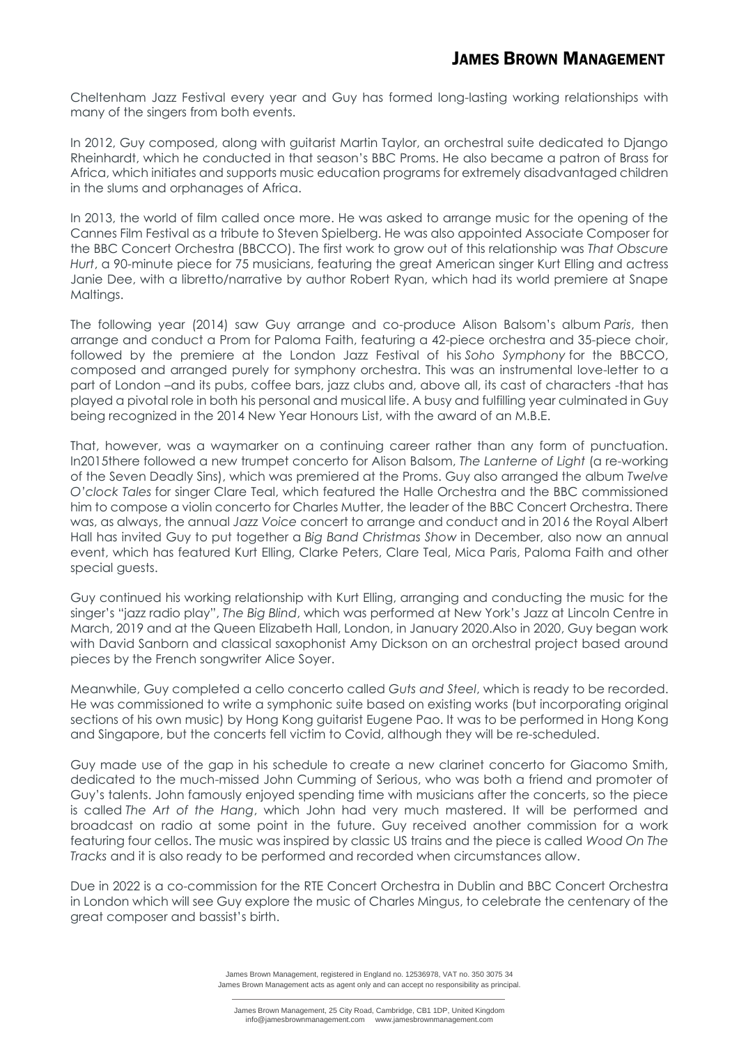Cheltenham Jazz Festival every year and Guy has formed long-lasting working relationships with many of the singers from both events.

In 2012, Guy composed, along with guitarist Martin Taylor, an orchestral suite dedicated to Django Rheinhardt, which he conducted in that season's BBC Proms. He also became a patron of Brass for Africa, which initiates and supports music education programs for extremely disadvantaged children in the slums and orphanages of Africa.

In 2013, the world of film called once more. He was asked to arrange music for the opening of the Cannes Film Festival as a tribute to Steven Spielberg. He was also appointed Associate Composer for the BBC Concert Orchestra (BBCCO). The first work to grow out of this relationship was *That Obscure Hurt*, a 90-minute piece for 75 musicians, featuring the great American singer Kurt Elling and actress Janie Dee, with a libretto/narrative by author Robert Ryan, which had its world premiere at Snape Maltings.

The following year (2014) saw Guy arrange and co-produce Alison Balsom's album *Paris*, then arrange and conduct a Prom for Paloma Faith, featuring a 42-piece orchestra and 35-piece choir, followed by the premiere at the London Jazz Festival of his *Soho Symphony* for the BBCCO, composed and arranged purely for symphony orchestra. This was an instrumental love-letter to a part of London –and its pubs, coffee bars, jazz clubs and, above all, its cast of characters -that has played a pivotal role in both his personal and musical life. A busy and fulfilling year culminated in Guy being recognized in the 2014 New Year Honours List, with the award of an M.B.E.

That, however, was a waymarker on a continuing career rather than any form of punctuation. In2015there followed a new trumpet concerto for Alison Balsom, *The Lanterne of Light* (a re-working of the Seven Deadly Sins), which was premiered at the Proms. Guy also arranged the album *Twelve O'clock Tales* for singer Clare Teal, which featured the Halle Orchestra and the BBC commissioned him to compose a violin concerto for Charles Mutter, the leader of the BBC Concert Orchestra. There was, as always, the annual *Jazz Voice* concert to arrange and conduct and in 2016 the Royal Albert Hall has invited Guy to put together a *Big Band Christmas Show* in December, also now an annual event, which has featured Kurt Elling, Clarke Peters, Clare Teal, Mica Paris, Paloma Faith and other special guests.

Guy continued his working relationship with Kurt Elling, arranging and conducting the music for the singer's "jazz radio play", *The Big Blind*, which was performed at New York's Jazz at Lincoln Centre in March, 2019 and at the Queen Elizabeth Hall, London, in January 2020.Also in 2020, Guy began work with David Sanborn and classical saxophonist Amy Dickson on an orchestral project based around pieces by the French songwriter Alice Soyer.

Meanwhile, Guy completed a cello concerto called *Guts and Steel*, which is ready to be recorded. He was commissioned to write a symphonic suite based on existing works (but incorporating original sections of his own music) by Hong Kong guitarist Eugene Pao. It was to be performed in Hong Kong and Singapore, but the concerts fell victim to Covid, although they will be re-scheduled.

Guy made use of the gap in his schedule to create a new clarinet concerto for Giacomo Smith, dedicated to the much-missed John Cumming of Serious, who was both a friend and promoter of Guy's talents. John famously enjoyed spending time with musicians after the concerts, so the piece is called *The Art of the Hang*, which John had very much mastered. It will be performed and broadcast on radio at some point in the future. Guy received another commission for a work featuring four cellos. The music was inspired by classic US trains and the piece is called *Wood On The Tracks* and it is also ready to be performed and recorded when circumstances allow.

Due in 2022 is a co-commission for the RTE Concert Orchestra in Dublin and BBC Concert Orchestra in London which will see Guy explore the music of Charles Mingus, to celebrate the centenary of the great composer and bassist's birth.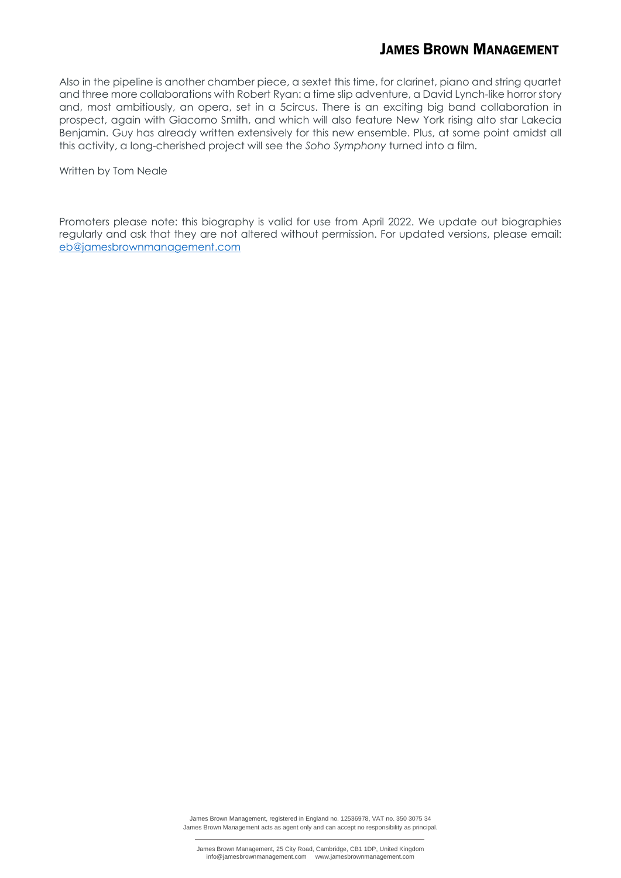Also in the pipeline is another chamber piece, a sextet this time, for clarinet, piano and string quartet and three more collaborations with Robert Ryan: a time slip adventure, a David Lynch-like horror story and, most ambitiously, an opera, set in a 5circus. There is an exciting big band collaboration in prospect, again with Giacomo Smith, and which will also feature New York rising alto star Lakecia Benjamin. Guy has already written extensively for this new ensemble. Plus, at some point amidst all this activity, a long-cherished project will see the *Soho Symphony* turned into a film.

Written by Tom Neale

Promoters please note: this biography is valid for use from April 2022. We update out biographies regularly and ask that they are not altered without permission. For updated versions, please email: eb@jamesbrownmanagement.com